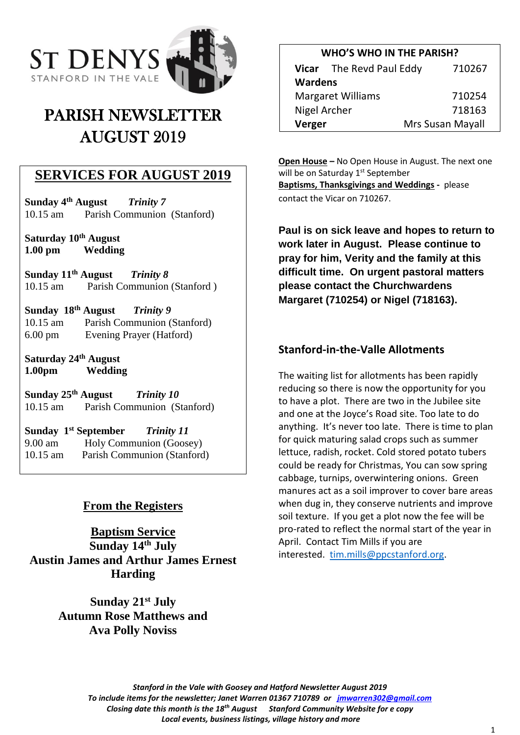# ST DENYS
STANFORD IN THE VALE

# PARISH NEWSLETTER AUGUST 2019

## SERVICES FOR AUGUST 2019

**Sunday 4th August** *Trinity 7*
10.15 am Parish Communion (Stanford)

**Saturday 10th August**
**1.00 pm Wedding**

**Sunday 11th August** *Trinity 8*
10.15 am Parish Communion (Stanford )

**Sunday 18th August** *Trinity 9*
10.15 am Parish Communion (Stanford)
6.00 pm Evening Prayer (Hatford)

**Saturday 24th August**
**1.00pm Wedding**

**Sunday 25th August** *Trinity 10*
10.15 am Parish Communion (Stanford)

**Sunday 1st September** *Trinity 11*
9.00 am Holy Communion (Goosey)
10.15 am Parish Communion (Stanford)

## From the Registers

### Baptism Service

**Sunday 14th July**
**Austin James and Arthur James Ernest Harding**

**Sunday 21st July**
**Autumn Rose Matthews and Ava Polly Noviss**

## WHO'S WHO IN THE PARISH?

| | | |
|---|---|---|
| **Vicar** | The Revd Paul Eddy | 710267 |
| **Wardens** | | |
| Margaret Williams | | 710254 |
| Nigel Archer | | 718163 |
| **Verger** | | Mrs Susan Mayall |

**Open House –** No Open House in August. The next one will be on Saturday 1st September

**Baptisms, Thanksgivings and Weddings -** please contact the Vicar on 710267.

**Paul is on sick leave and hopes to return to work later in August. Please continue to pray for him, Verity and the family at this difficult time. On urgent pastoral matters please contact the Churchwardens Margaret (710254) or Nigel (718163).**

### Stanford-in-the-Valle Allotments

The waiting list for allotments has been rapidly reducing so there is now the opportunity for you to have a plot. There are two in the Jubilee site and one at the Joyce's Road site. Too late to do anything. It's never too late. There is time to plan for quick maturing salad crops such as summer lettuce, radish, rocket. Cold stored potato tubers could be ready for Christmas, You can sow spring cabbage, turnips, overwintering onions. Green manures act as a soil improver to cover bare areas when dug in, they conserve nutrients and improve soil texture. If you get a plot now the fee will be pro-rated to reflect the normal start of the year in April. Contact Tim Mills if you are interested. tim.mills@ppcstanford.org.

*Stanford in the Vale with Goosey and Hatford Newsletter August 2019*
*To include items for the newsletter; Janet Warren 01367 710789 or jmwarren302@gmail.com*
*Closing date this month is the 18th August Stanford Community Website for e copy*
*Local events, business listings, village history and more*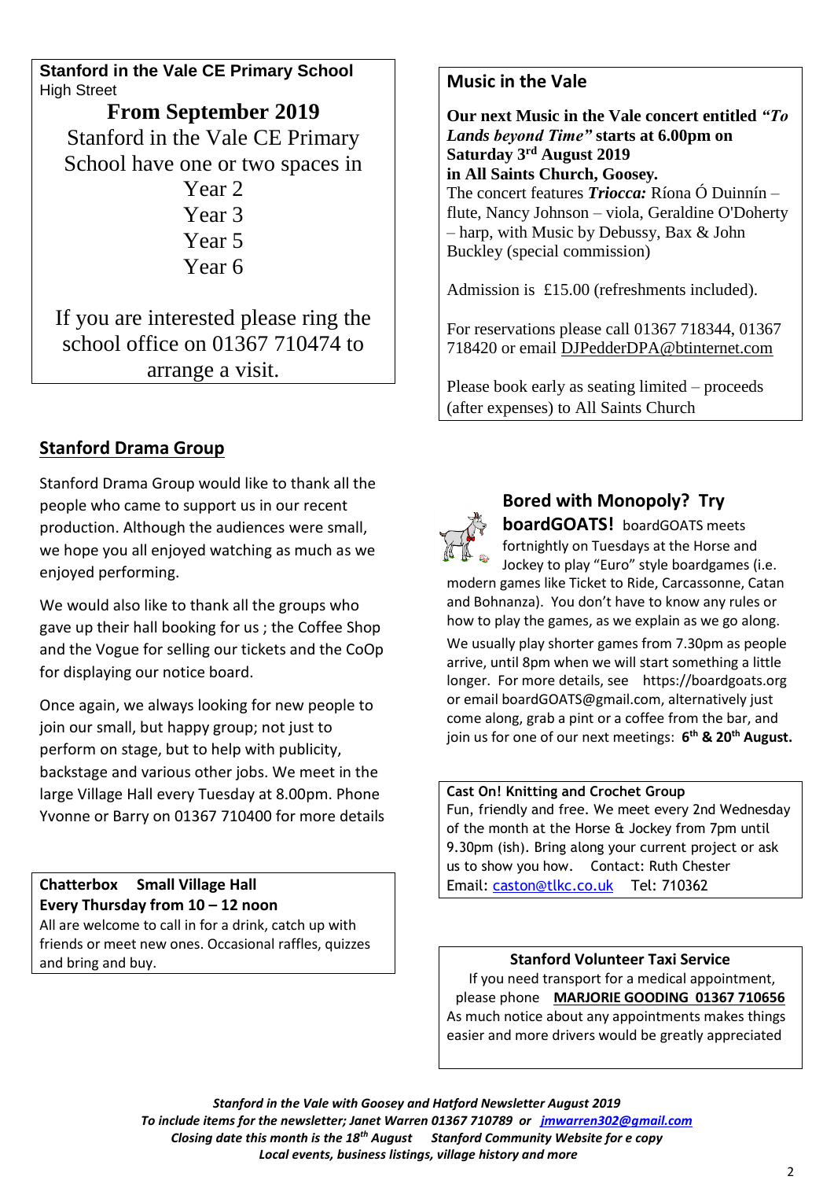**Stanford in the Vale CE Primary School**
High Street

**From September 2019**

Stanford in the Vale CE Primary School have one or two spaces in
Year 2
Year 3
Year 5
Year 6

If you are interested please ring the school office on 01367 710474 to arrange a visit.

## Stanford Drama Group

Stanford Drama Group would like to thank all the people who came to support us in our recent production. Although the audiences were small, we hope you all enjoyed watching as much as we enjoyed performing.

We would also like to thank all the groups who gave up their hall booking for us ; the Coffee Shop and the Vogue for selling our tickets and the CoOp for displaying our notice board.

Once again, we always looking for new people to join our small, but happy group; not just to perform on stage, but to help with publicity, backstage and various other jobs. We meet in the large Village Hall every Tuesday at 8.00pm. Phone Yvonne or Barry on 01367 710400 for more details

**Chatterbox  Small Village Hall**
**Every Thursday from 10 – 12 noon**
All are welcome to call in for a drink, catch up with friends or meet new ones. Occasional raffles, quizzes and bring and buy.

## Music in the Vale

**Our next Music in the Vale concert entitled *"To Lands beyond Time"* starts at 6.00pm on Saturday 3rd August 2019 in All Saints Church, Goosey.**
The concert features ***Triocca:*** Ríona Ó Duinnín – flute, Nancy Johnson – viola, Geraldine O'Doherty – harp, with Music by Debussy, Bax & John Buckley (special commission)

Admission is £15.00 (refreshments included).

For reservations please call 01367 718344, 01367 718420 or email DJPedderDPA@btinternet.com

Please book early as seating limited – proceeds (after expenses) to All Saints Church

## Bored with Monopoly? Try boardGOATS!

boardGOATS meets fortnightly on Tuesdays at the Horse and Jockey to play "Euro" style boardgames (i.e. modern games like Ticket to Ride, Carcassonne, Catan and Bohnanza). You don't have to know any rules or how to play the games, as we explain as we go along.

We usually play shorter games from 7.30pm as people arrive, until 8pm when we will start something a little longer. For more details, see https://boardgoats.org or email boardGOATS@gmail.com, alternatively just come along, grab a pint or a coffee from the bar, and join us for one of our next meetings: **6th & 20th August.**

**Cast On! Knitting and Crochet Group**
Fun, friendly and free. We meet every 2nd Wednesday of the month at the Horse & Jockey from 7pm until 9.30pm (ish). Bring along your current project or ask us to show you how. Contact: Ruth Chester
Email: caston@tlkc.co.uk Tel: 710362

**Stanford Volunteer Taxi Service**
If you need transport for a medical appointment, please phone **MARJORIE GOODING 01367 710656**
As much notice about any appointments makes things easier and more drivers would be greatly appreciated

***Stanford in the Vale with Goosey and Hatford Newsletter August 2019***
***To include items for the newsletter; Janet Warren 01367 710789 or jmwarren302@gmail.com***
***Closing date this month is the 18th August   Stanford Community Website for e copy***
***Local events, business listings, village history and more***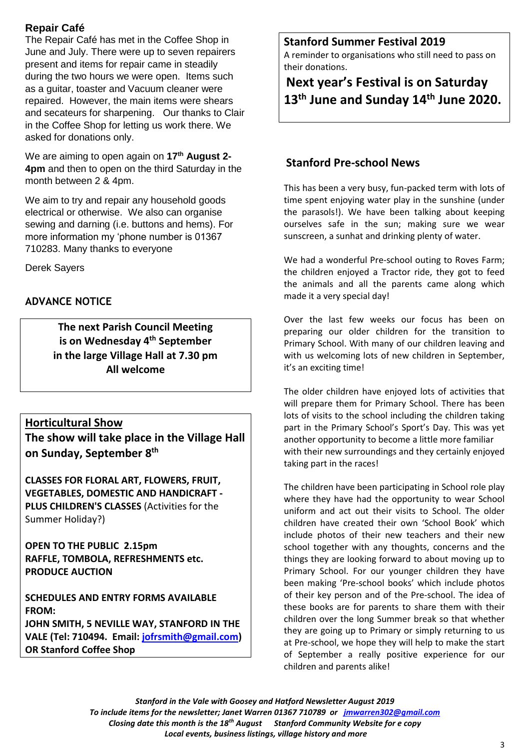## Repair Café

The Repair Café has met in the Coffee Shop in June and July. There were up to seven repairers present and items for repair came in steadily during the two hours we were open. Items such as a guitar, toaster and Vacuum cleaner were repaired. However, the main items were shears and secateurs for sharpening. Our thanks to Clair in the Coffee Shop for letting us work there. We asked for donations only.

We are aiming to open again on **17th August 2-4pm** and then to open on the third Saturday in the month between 2 & 4pm.

We aim to try and repair any household goods electrical or otherwise. We also can organise sewing and darning (i.e. buttons and hems). For more information my 'phone number is 01367 710283. Many thanks to everyone

Derek Sayers

## ADVANCE NOTICE

**The next Parish Council Meeting is on Wednesday 4th September in the large Village Hall at 7.30 pm**
**All welcome**

## Horticultural Show

**The show will take place in the Village Hall on Sunday, September 8th**

**CLASSES FOR FLORAL ART, FLOWERS, FRUIT, VEGETABLES, DOMESTIC AND HANDICRAFT - PLUS CHILDREN'S CLASSES** (Activities for the Summer Holiday?)

**OPEN TO THE PUBLIC 2.15pm**
**RAFFLE, TOMBOLA, REFRESHMENTS etc.**
**PRODUCE AUCTION**

**SCHEDULES AND ENTRY FORMS AVAILABLE FROM:**
**JOHN SMITH, 5 NEVILLE WAY, STANFORD IN THE VALE (Tel: 710494. Email: jofrsmith@gmail.com)**
**OR Stanford Coffee Shop**

## Stanford Summer Festival 2019

A reminder to organisations who still need to pass on their donations.

**Next year's Festival is on Saturday 13th June and Sunday 14th June 2020.**

## Stanford Pre-school News

This has been a very busy, fun-packed term with lots of time spent enjoying water play in the sunshine (under the parasols!). We have been talking about keeping ourselves safe in the sun; making sure we wear sunscreen, a sunhat and drinking plenty of water.

We had a wonderful Pre-school outing to Roves Farm; the children enjoyed a Tractor ride, they got to feed the animals and all the parents came along which made it a very special day!

Over the last few weeks our focus has been on preparing our older children for the transition to Primary School. With many of our children leaving and with us welcoming lots of new children in September, it's an exciting time!

The older children have enjoyed lots of activities that will prepare them for Primary School. There has been lots of visits to the school including the children taking part in the Primary School's Sport's Day. This was yet another opportunity to become a little more familiar with their new surroundings and they certainly enjoyed taking part in the races!

The children have been participating in School role play where they have had the opportunity to wear School uniform and act out their visits to School. The older children have created their own 'School Book' which include photos of their new teachers and their new school together with any thoughts, concerns and the things they are looking forward to about moving up to Primary School. For our younger children they have been making 'Pre-school books' which include photos of their key person and of the Pre-school. The idea of these books are for parents to share them with their children over the long Summer break so that whether they are going up to Primary or simply returning to us at Pre-school, we hope they will help to make the start of September a really positive experience for our children and parents alike!

***Stanford in the Vale with Goosey and Hatford Newsletter August 2019***
***To include items for the newsletter; Janet Warren 01367 710789 or jmwarren302@gmail.com***
***Closing date this month is the 18th August   Stanford Community Website for e copy***
***Local events, business listings, village history and more***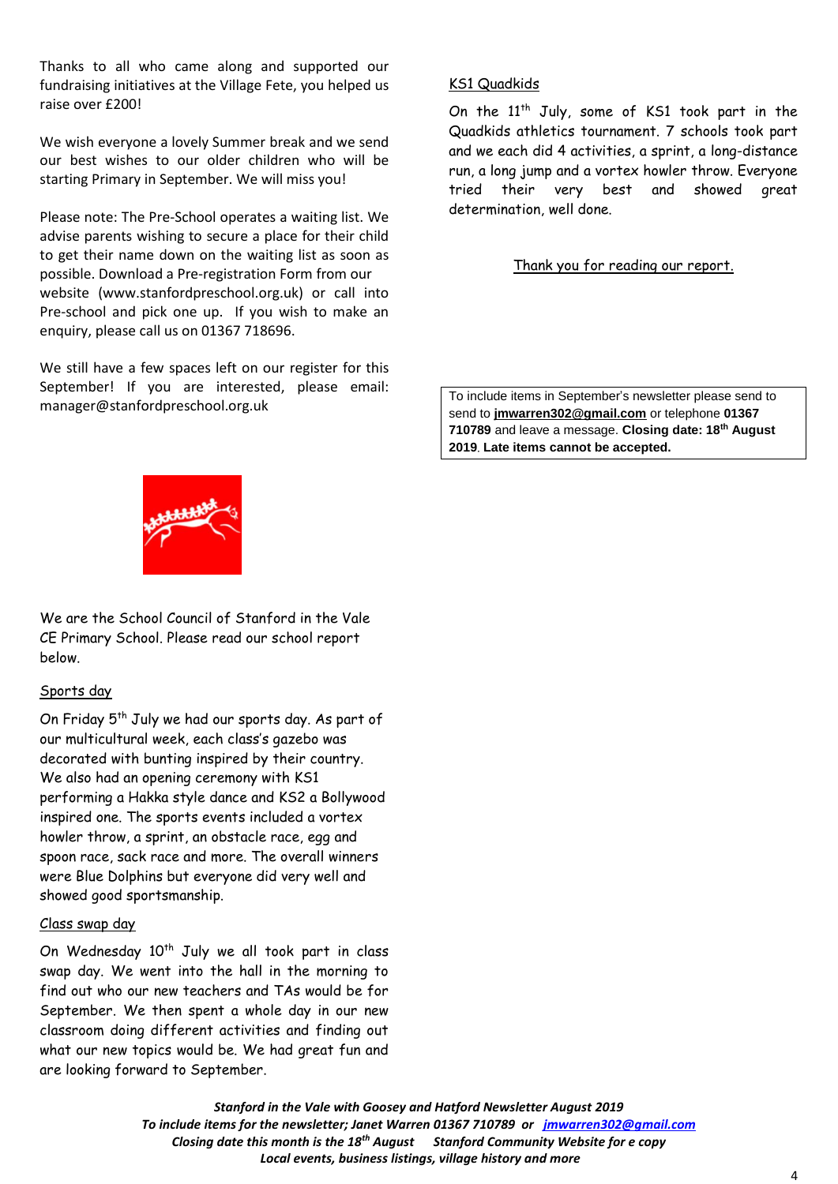Thanks to all who came along and supported our fundraising initiatives at the Village Fete, you helped us raise over £200!

We wish everyone a lovely Summer break and we send our best wishes to our older children who will be starting Primary in September. We will miss you!

Please note: The Pre-School operates a waiting list. We advise parents wishing to secure a place for their child to get their name down on the waiting list as soon as possible. Download a Pre-registration Form from our website (www.stanfordpreschool.org.uk) or call into Pre-school and pick one up. If you wish to make an enquiry, please call us on 01367 718696.

We still have a few spaces left on our register for this September! If you are interested, please email: manager@stanfordpreschool.org.uk

We are the School Council of Stanford in the Vale CE Primary School. Please read our school report below.

## Sports day

On Friday 5th July we had our sports day. As part of our multicultural week, each class's gazebo was decorated with bunting inspired by their country. We also had an opening ceremony with KS1 performing a Hakka style dance and KS2 a Bollywood inspired one. The sports events included a vortex howler throw, a sprint, an obstacle race, egg and spoon race, sack race and more. The overall winners were Blue Dolphins but everyone did very well and showed good sportsmanship.

## Class swap day

On Wednesday 10th July we all took part in class swap day. We went into the hall in the morning to find out who our new teachers and TAs would be for September. We then spent a whole day in our new classroom doing different activities and finding out what our new topics would be. We had great fun and are looking forward to September.

## KS1 Quadkids

On the 11th July, some of KS1 took part in the Quadkids athletics tournament. 7 schools took part and we each did 4 activities, a sprint, a long-distance run, a long jump and a vortex howler throw. Everyone tried their very best and showed great determination, well done.

Thank you for reading our report.

To include items in September's newsletter please send to send to **jmwarren302@gmail.com** or telephone **01367 710789** and leave a message. **Closing date: 18th August 2019**. **Late items cannot be accepted.**

***Stanford in the Vale with Goosey and Hatford Newsletter August 2019***
***To include items for the newsletter; Janet Warren 01367 710789 or jmwarren302@gmail.com***
***Closing date this month is the 18th August Stanford Community Website for e copy***
***Local events, business listings, village history and more***